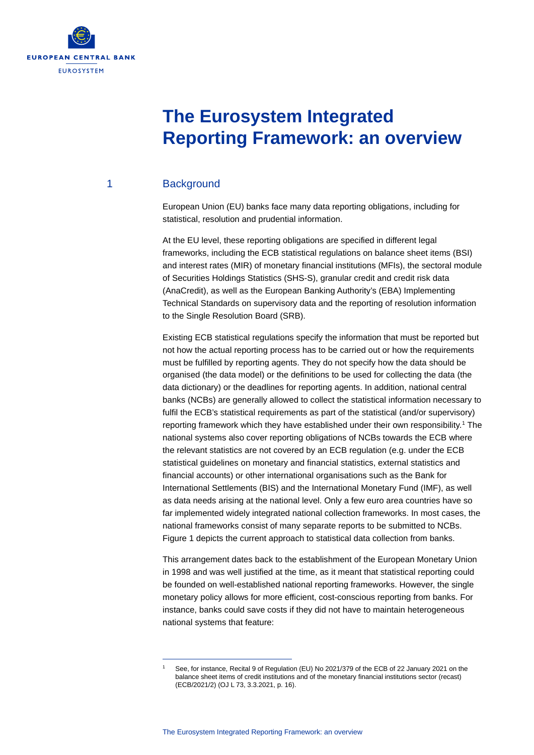# The Eurosystem Integrated Reporting Framework: an overview

## 1 Background

European Union (EU) banks face many data reporting obligations, including for statistical, resolution and prudential information.

At the EU level, these reporting obligations are specified in different legal frameworks, including the ECB statistical regulations on balance sheet items (BSI) and interest rates (MIR) of monetary financial institutions (MFIs), the sectoral module of Securities Holdings Statistics (SHS-S), granular credit and credit risk data (AnaCredit), as well as the European Banking Authority's (EBA) Implementing Technical Standards on supervisory data and the reporting of resolution information to the Single Resolution Board (SRB).

Existing ECB statistical regulations specify the information that must be reported but not how the actual reporting process has to be carried out or how the requirements must be fulfilled by reporting agents. They do not specify how the data should be organised (the data model) or the definitions to be used for collecting the data (the data dictionary) or the deadlines for reporting agents. In addition, national central banks (NCBs) are generally allowed to collect the statistical information necessary to fulfil the ECB's statistical requirements as part of the statistical (and/or supervisory) reporting framework which they have established under their own responsibility.[1] The national systems also cover reporting obligations of NCBs towards the ECB where the relevant statistics are not covered by an ECB regulation (e.g. under the ECB statistical guidelines on monetary and financial statistics, external statistics and financial accounts) or other international organisations such as the Bank for International Settlements (BIS) and the International Monetary Fund (IMF), as well as data needs arising at the national level. Only a few euro area countries have so far implemented widely integrated national collection frameworks. In most cases, the national frameworks consist of many separate reports to be submitted to NCBs. Figure 1 depicts the current approach to statistical data collection from banks.

This arrangement dates back to the establishment of the European Monetary Union in 1998 and was well justified at the time, as it meant that statistical reporting could be founded on well-established national reporting frameworks. However, the single monetary policy allows for more efficient, cost-conscious reporting from banks. For instance, banks could save costs if they did not have to maintain heterogeneous national systems that feature:

[1] See, for instance, Recital 9 of Regulation (EU) No 2021/379 of the ECB of 22 January 2021 on the balance sheet items of credit institutions and of the monetary financial institutions sector (recast) (ECB/2021/2) (OJ L 73, 3.3.2021, p. 16).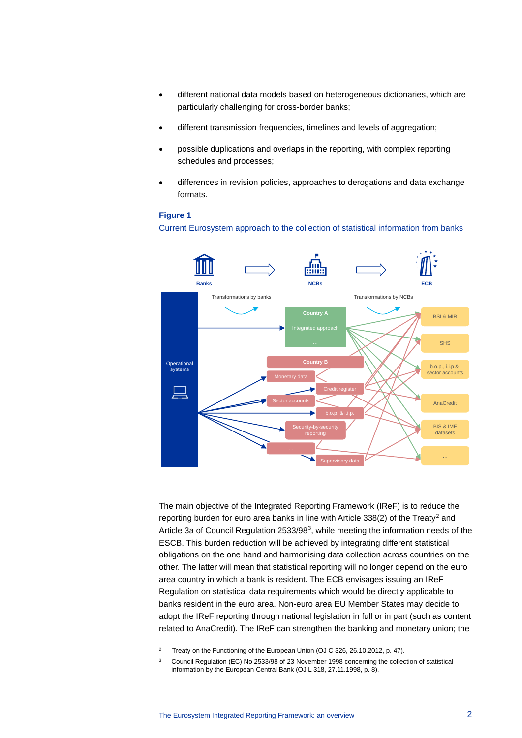- different national data models based on heterogeneous dictionaries, which are particularly challenging for cross-border banks;
- different transmission frequencies, timelines and levels of aggregation;
- possible duplications and overlaps in the reporting, with complex reporting schedules and processes;
- differences in revision policies, approaches to derogations and data exchange formats.

**Figure 1**

Current Eurosystem approach to the collection of statistical information from banks

The main objective of the Integrated Reporting Framework (IReF) is to reduce the reporting burden for euro area banks in line with Article 338(2) of the Treaty[2] and Article 3a of Council Regulation 2533/98[3], while meeting the information needs of the ESCB. This burden reduction will be achieved by integrating different statistical obligations on the one hand and harmonising data collection across countries on the other. The latter will mean that statistical reporting will no longer depend on the euro area country in which a bank is resident. The ECB envisages issuing an IReF Regulation on statistical data requirements which would be directly applicable to banks resident in the euro area. Non-euro area EU Member States may decide to adopt the IReF reporting through national legislation in full or in part (such as content related to AnaCredit). The IReF can strengthen the banking and monetary union; the

---

[2] Treaty on the Functioning of the European Union (OJ C 326, 26.10.2012, p. 47).

[3] Council Regulation (EC) No 2533/98 of 23 November 1998 concerning the collection of statistical information by the European Central Bank (OJ L 318, 27.11.1998, p. 8).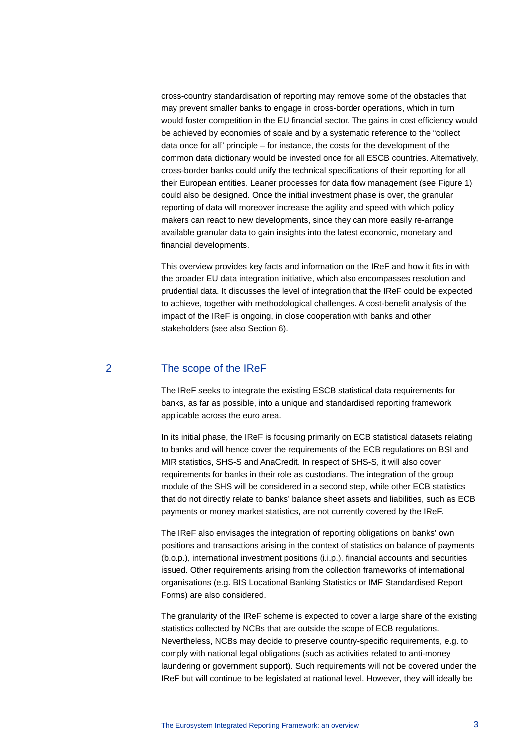cross-country standardisation of reporting may remove some of the obstacles that may prevent smaller banks to engage in cross-border operations, which in turn would foster competition in the EU financial sector. The gains in cost efficiency would be achieved by economies of scale and by a systematic reference to the "collect data once for all" principle – for instance, the costs for the development of the common data dictionary would be invested once for all ESCB countries. Alternatively, cross-border banks could unify the technical specifications of their reporting for all their European entities. Leaner processes for data flow management (see Figure 1) could also be designed. Once the initial investment phase is over, the granular reporting of data will moreover increase the agility and speed with which policy makers can react to new developments, since they can more easily re-arrange available granular data to gain insights into the latest economic, monetary and financial developments.

This overview provides key facts and information on the IReF and how it fits in with the broader EU data integration initiative, which also encompasses resolution and prudential data. It discusses the level of integration that the IReF could be expected to achieve, together with methodological challenges. A cost-benefit analysis of the impact of the IReF is ongoing, in close cooperation with banks and other stakeholders (see also Section 6).

## 2 The scope of the IReF

The IReF seeks to integrate the existing ESCB statistical data requirements for banks, as far as possible, into a unique and standardised reporting framework applicable across the euro area.

In its initial phase, the IReF is focusing primarily on ECB statistical datasets relating to banks and will hence cover the requirements of the ECB regulations on BSI and MIR statistics, SHS-S and AnaCredit. In respect of SHS-S, it will also cover requirements for banks in their role as custodians. The integration of the group module of the SHS will be considered in a second step, while other ECB statistics that do not directly relate to banks' balance sheet assets and liabilities, such as ECB payments or money market statistics, are not currently covered by the IReF.

The IReF also envisages the integration of reporting obligations on banks' own positions and transactions arising in the context of statistics on balance of payments (b.o.p.), international investment positions (i.i.p.), financial accounts and securities issued. Other requirements arising from the collection frameworks of international organisations (e.g. BIS Locational Banking Statistics or IMF Standardised Report Forms) are also considered.

The granularity of the IReF scheme is expected to cover a large share of the existing statistics collected by NCBs that are outside the scope of ECB regulations. Nevertheless, NCBs may decide to preserve country-specific requirements, e.g. to comply with national legal obligations (such as activities related to anti-money laundering or government support). Such requirements will not be covered under the IReF but will continue to be legislated at national level. However, they will ideally be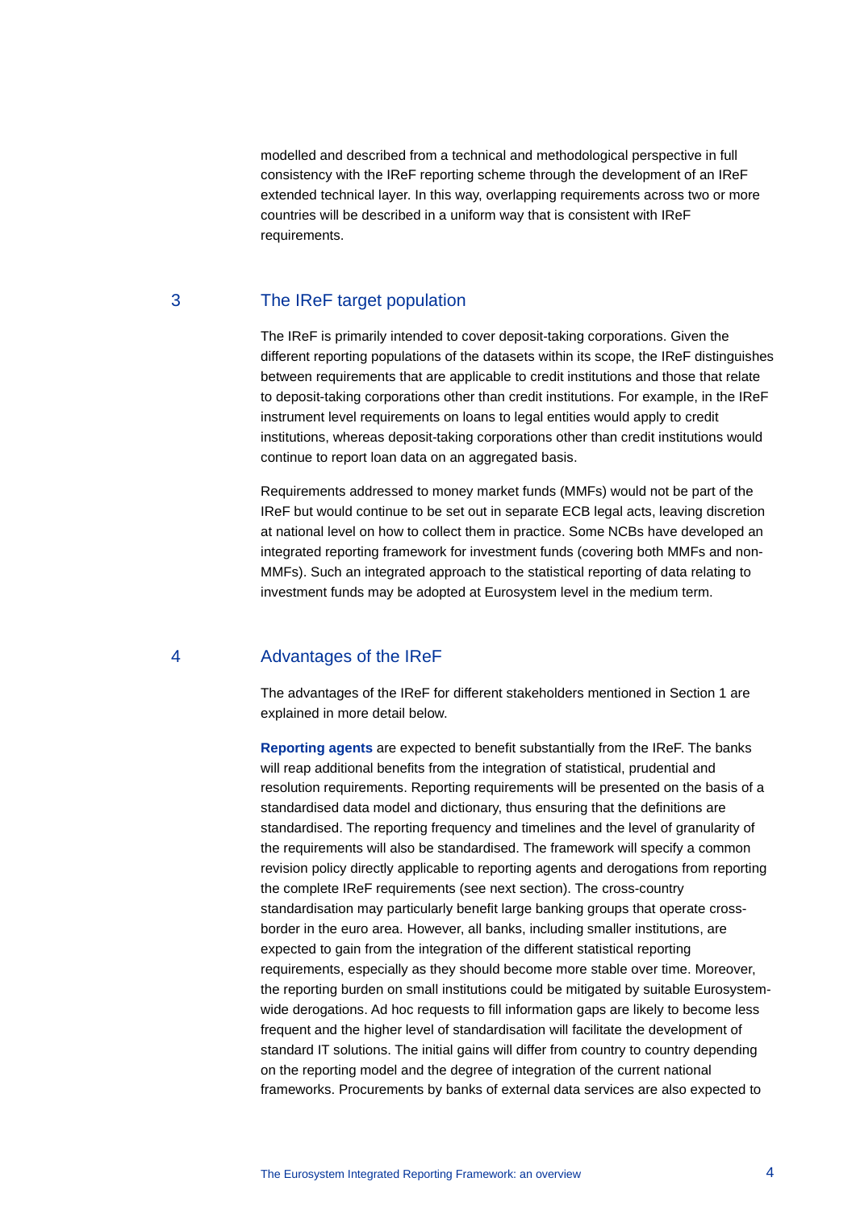modelled and described from a technical and methodological perspective in full consistency with the IReF reporting scheme through the development of an IReF extended technical layer. In this way, overlapping requirements across two or more countries will be described in a uniform way that is consistent with IReF requirements.

## 3 The IReF target population

The IReF is primarily intended to cover deposit-taking corporations. Given the different reporting populations of the datasets within its scope, the IReF distinguishes between requirements that are applicable to credit institutions and those that relate to deposit-taking corporations other than credit institutions. For example, in the IReF instrument level requirements on loans to legal entities would apply to credit institutions, whereas deposit-taking corporations other than credit institutions would continue to report loan data on an aggregated basis.

Requirements addressed to money market funds (MMFs) would not be part of the IReF but would continue to be set out in separate ECB legal acts, leaving discretion at national level on how to collect them in practice. Some NCBs have developed an integrated reporting framework for investment funds (covering both MMFs and non-MMFs). Such an integrated approach to the statistical reporting of data relating to investment funds may be adopted at Eurosystem level in the medium term.

## 4 Advantages of the IReF

The advantages of the IReF for different stakeholders mentioned in Section 1 are explained in more detail below.

**Reporting agents** are expected to benefit substantially from the IReF. The banks will reap additional benefits from the integration of statistical, prudential and resolution requirements. Reporting requirements will be presented on the basis of a standardised data model and dictionary, thus ensuring that the definitions are standardised. The reporting frequency and timelines and the level of granularity of the requirements will also be standardised. The framework will specify a common revision policy directly applicable to reporting agents and derogations from reporting the complete IReF requirements (see next section). The cross-country standardisation may particularly benefit large banking groups that operate cross-border in the euro area. However, all banks, including smaller institutions, are expected to gain from the integration of the different statistical reporting requirements, especially as they should become more stable over time. Moreover, the reporting burden on small institutions could be mitigated by suitable Eurosystem-wide derogations. Ad hoc requests to fill information gaps are likely to become less frequent and the higher level of standardisation will facilitate the development of standard IT solutions. The initial gains will differ from country to country depending on the reporting model and the degree of integration of the current national frameworks. Procurements by banks of external data services are also expected to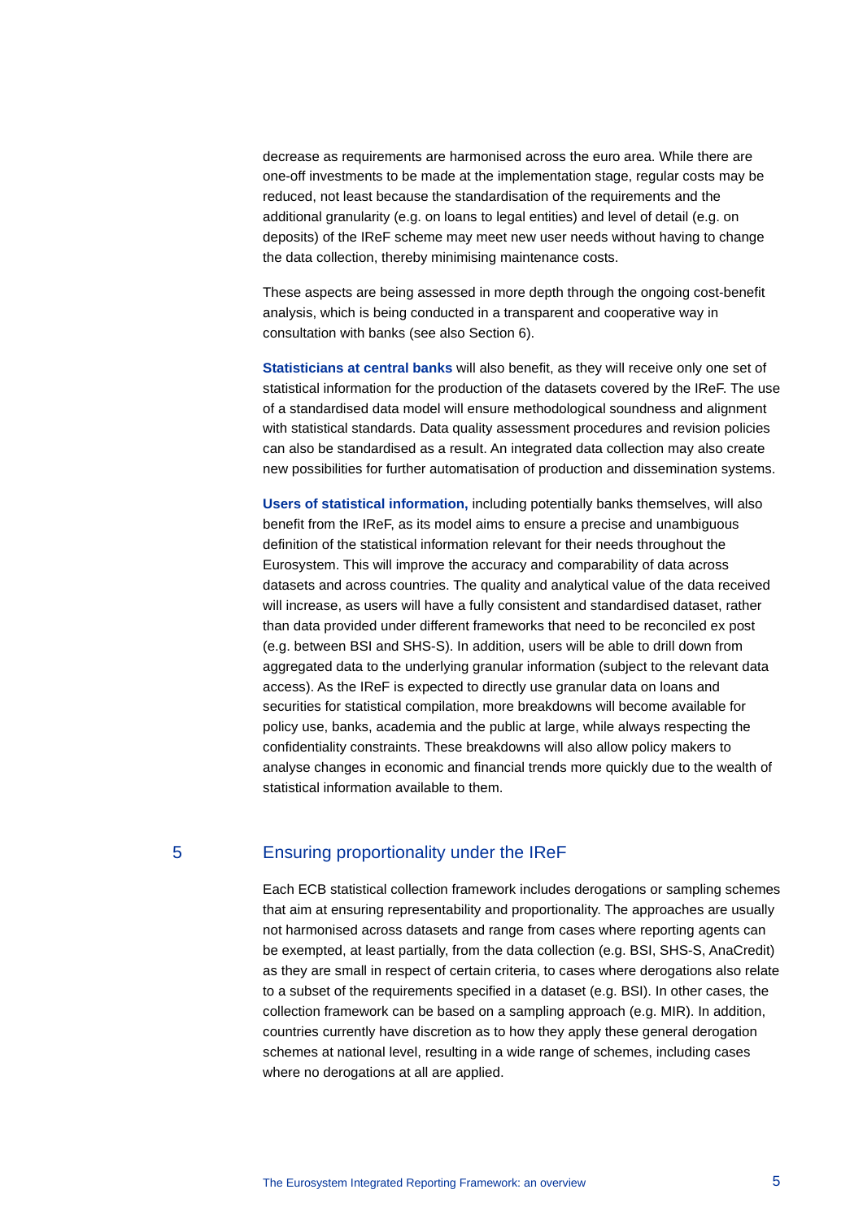decrease as requirements are harmonised across the euro area. While there are one-off investments to be made at the implementation stage, regular costs may be reduced, not least because the standardisation of the requirements and the additional granularity (e.g. on loans to legal entities) and level of detail (e.g. on deposits) of the IReF scheme may meet new user needs without having to change the data collection, thereby minimising maintenance costs.

These aspects are being assessed in more depth through the ongoing cost-benefit analysis, which is being conducted in a transparent and cooperative way in consultation with banks (see also Section 6).

**Statisticians at central banks** will also benefit, as they will receive only one set of statistical information for the production of the datasets covered by the IReF. The use of a standardised data model will ensure methodological soundness and alignment with statistical standards. Data quality assessment procedures and revision policies can also be standardised as a result. An integrated data collection may also create new possibilities for further automatisation of production and dissemination systems.

**Users of statistical information,** including potentially banks themselves, will also benefit from the IReF, as its model aims to ensure a precise and unambiguous definition of the statistical information relevant for their needs throughout the Eurosystem. This will improve the accuracy and comparability of data across datasets and across countries. The quality and analytical value of the data received will increase, as users will have a fully consistent and standardised dataset, rather than data provided under different frameworks that need to be reconciled ex post (e.g. between BSI and SHS-S). In addition, users will be able to drill down from aggregated data to the underlying granular information (subject to the relevant data access). As the IReF is expected to directly use granular data on loans and securities for statistical compilation, more breakdowns will become available for policy use, banks, academia and the public at large, while always respecting the confidentiality constraints. These breakdowns will also allow policy makers to analyse changes in economic and financial trends more quickly due to the wealth of statistical information available to them.

## 5 Ensuring proportionality under the IReF

Each ECB statistical collection framework includes derogations or sampling schemes that aim at ensuring representability and proportionality. The approaches are usually not harmonised across datasets and range from cases where reporting agents can be exempted, at least partially, from the data collection (e.g. BSI, SHS-S, AnaCredit) as they are small in respect of certain criteria, to cases where derogations also relate to a subset of the requirements specified in a dataset (e.g. BSI). In other cases, the collection framework can be based on a sampling approach (e.g. MIR). In addition, countries currently have discretion as to how they apply these general derogation schemes at national level, resulting in a wide range of schemes, including cases where no derogations at all are applied.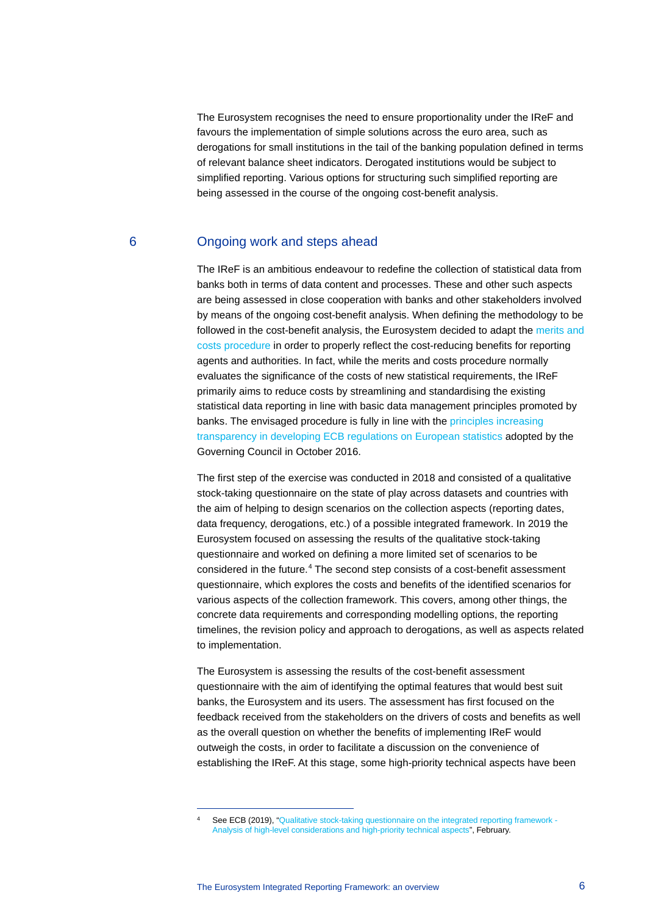The Eurosystem recognises the need to ensure proportionality under the IReF and favours the implementation of simple solutions across the euro area, such as derogations for small institutions in the tail of the banking population defined in terms of relevant balance sheet indicators. Derogated institutions would be subject to simplified reporting. Various options for structuring such simplified reporting are being assessed in the course of the ongoing cost-benefit analysis.

## 6 Ongoing work and steps ahead

The IReF is an ambitious endeavour to redefine the collection of statistical data from banks both in terms of data content and processes. These and other such aspects are being assessed in close cooperation with banks and other stakeholders involved by means of the ongoing cost-benefit analysis. When defining the methodology to be followed in the cost-benefit analysis, the Eurosystem decided to adapt the merits and costs procedure in order to properly reflect the cost-reducing benefits for reporting agents and authorities. In fact, while the merits and costs procedure normally evaluates the significance of the costs of new statistical requirements, the IReF primarily aims to reduce costs by streamlining and standardising the existing statistical data reporting in line with basic data management principles promoted by banks. The envisaged procedure is fully in line with the principles increasing transparency in developing ECB regulations on European statistics adopted by the Governing Council in October 2016.

The first step of the exercise was conducted in 2018 and consisted of a qualitative stock-taking questionnaire on the state of play across datasets and countries with the aim of helping to design scenarios on the collection aspects (reporting dates, data frequency, derogations, etc.) of a possible integrated framework. In 2019 the Eurosystem focused on assessing the results of the qualitative stock-taking questionnaire and worked on defining a more limited set of scenarios to be considered in the future.[4] The second step consists of a cost-benefit assessment questionnaire, which explores the costs and benefits of the identified scenarios for various aspects of the collection framework. This covers, among other things, the concrete data requirements and corresponding modelling options, the reporting timelines, the revision policy and approach to derogations, as well as aspects related to implementation.

The Eurosystem is assessing the results of the cost-benefit assessment questionnaire with the aim of identifying the optimal features that would best suit banks, the Eurosystem and its users. The assessment has first focused on the feedback received from the stakeholders on the drivers of costs and benefits as well as the overall question on whether the benefits of implementing IReF would outweigh the costs, in order to facilitate a discussion on the convenience of establishing the IReF. At this stage, some high-priority technical aspects have been

---

[4] See ECB (2019), "Qualitative stock-taking questionnaire on the integrated reporting framework - Analysis of high-level considerations and high-priority technical aspects", February.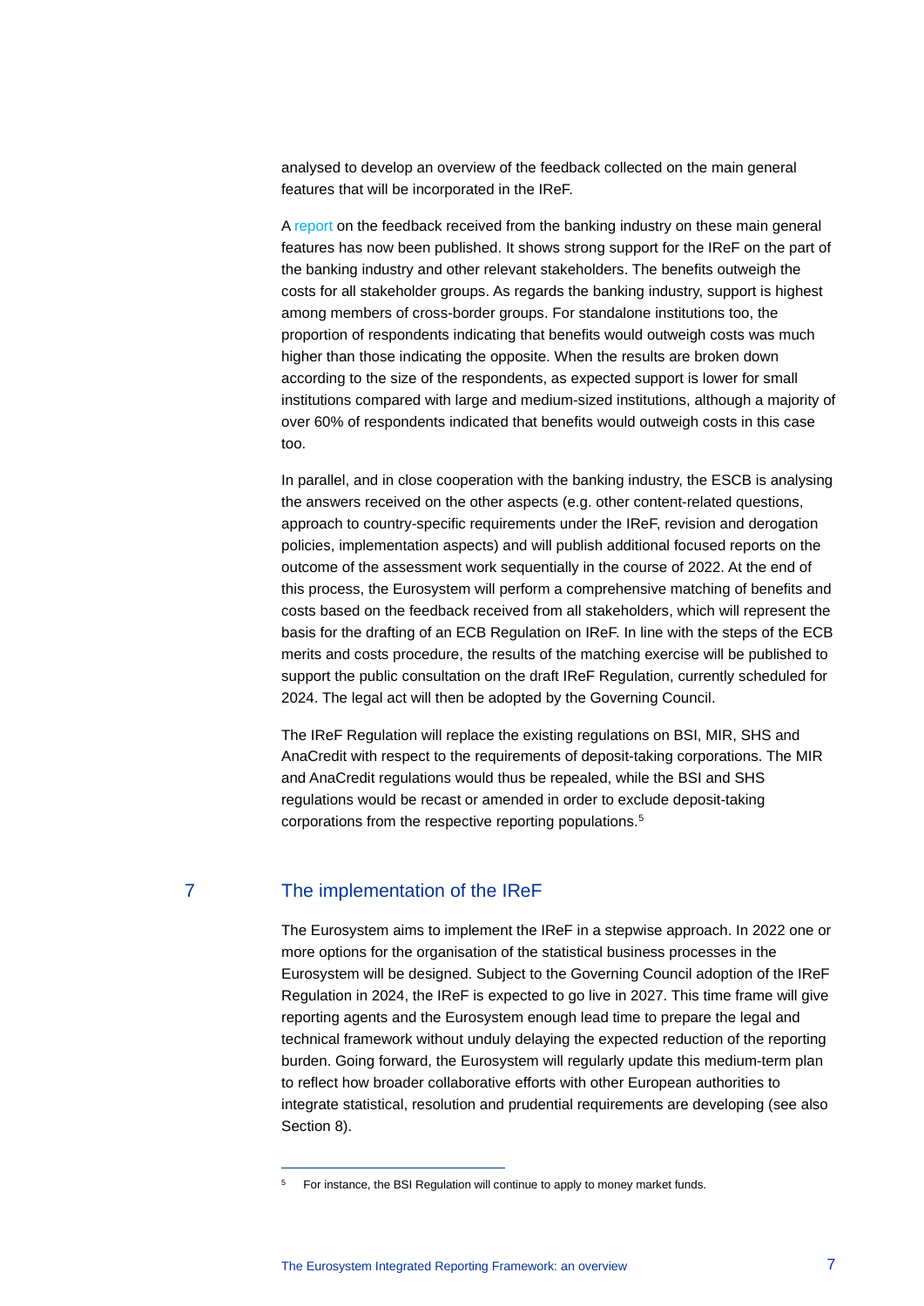analysed to develop an overview of the feedback collected on the main general features that will be incorporated in the IReF.

A report on the feedback received from the banking industry on these main general features has now been published. It shows strong support for the IReF on the part of the banking industry and other relevant stakeholders. The benefits outweigh the costs for all stakeholder groups. As regards the banking industry, support is highest among members of cross-border groups. For standalone institutions too, the proportion of respondents indicating that benefits would outweigh costs was much higher than those indicating the opposite. When the results are broken down according to the size of the respondents, as expected support is lower for small institutions compared with large and medium-sized institutions, although a majority of over 60% of respondents indicated that benefits would outweigh costs in this case too.

In parallel, and in close cooperation with the banking industry, the ESCB is analysing the answers received on the other aspects (e.g. other content-related questions, approach to country-specific requirements under the IReF, revision and derogation policies, implementation aspects) and will publish additional focused reports on the outcome of the assessment work sequentially in the course of 2022. At the end of this process, the Eurosystem will perform a comprehensive matching of benefits and costs based on the feedback received from all stakeholders, which will represent the basis for the drafting of an ECB Regulation on IReF. In line with the steps of the ECB merits and costs procedure, the results of the matching exercise will be published to support the public consultation on the draft IReF Regulation, currently scheduled for 2024. The legal act will then be adopted by the Governing Council.

The IReF Regulation will replace the existing regulations on BSI, MIR, SHS and AnaCredit with respect to the requirements of deposit-taking corporations. The MIR and AnaCredit regulations would thus be repealed, while the BSI and SHS regulations would be recast or amended in order to exclude deposit-taking corporations from the respective reporting populations.[5]

## 7 The implementation of the IReF

The Eurosystem aims to implement the IReF in a stepwise approach. In 2022 one or more options for the organisation of the statistical business processes in the Eurosystem will be designed. Subject to the Governing Council adoption of the IReF Regulation in 2024, the IReF is expected to go live in 2027. This time frame will give reporting agents and the Eurosystem enough lead time to prepare the legal and technical framework without unduly delaying the expected reduction of the reporting burden. Going forward, the Eurosystem will regularly update this medium-term plan to reflect how broader collaborative efforts with other European authorities to integrate statistical, resolution and prudential requirements are developing (see also Section 8).

---

[5] For instance, the BSI Regulation will continue to apply to money market funds.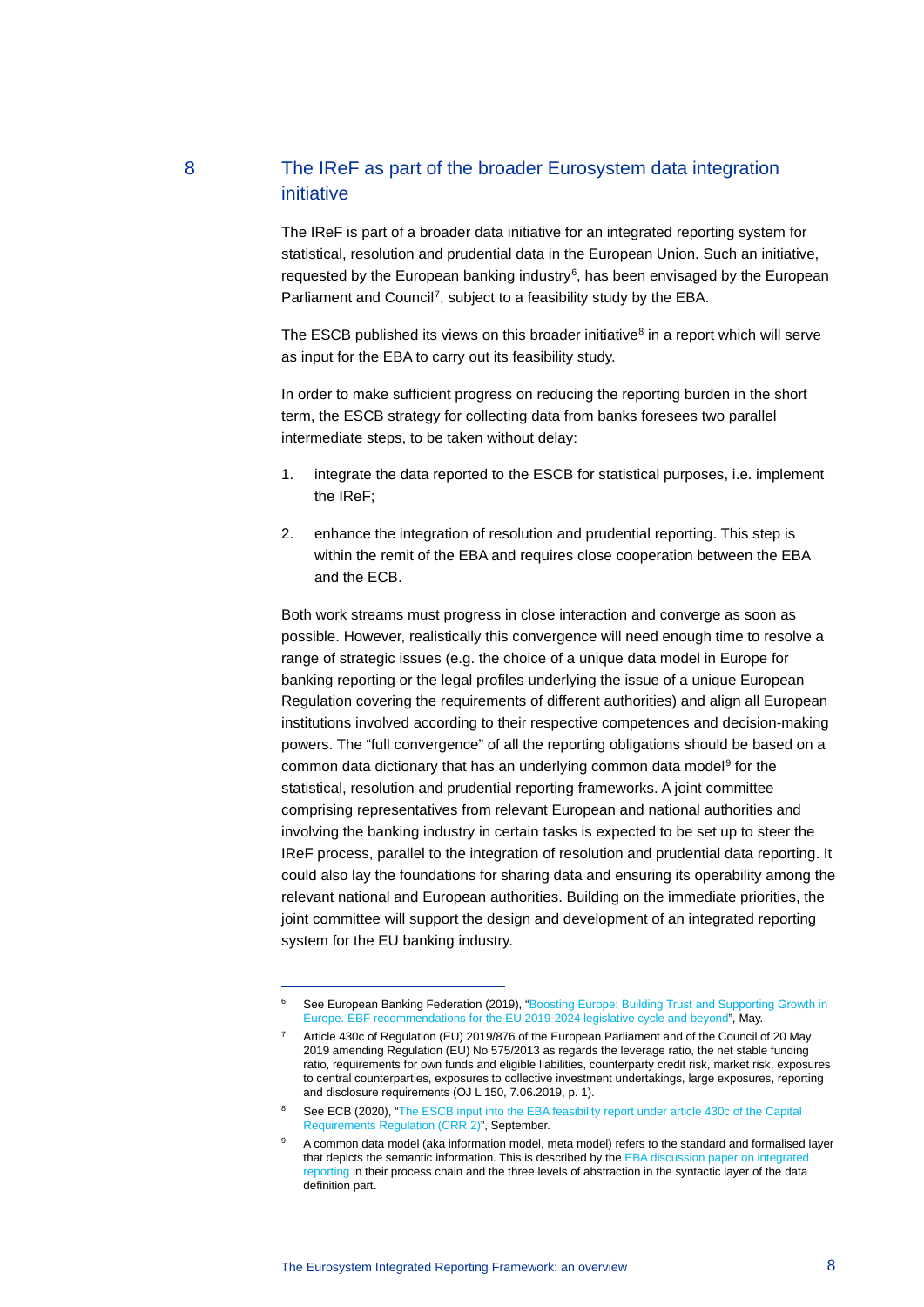# 8 The IReF as part of the broader Eurosystem data integration initiative

The IReF is part of a broader data initiative for an integrated reporting system for statistical, resolution and prudential data in the European Union. Such an initiative, requested by the European banking industry[6], has been envisaged by the European Parliament and Council[7], subject to a feasibility study by the EBA.

The ESCB published its views on this broader initiative[8] in a report which will serve as input for the EBA to carry out its feasibility study.

In order to make sufficient progress on reducing the reporting burden in the short term, the ESCB strategy for collecting data from banks foresees two parallel intermediate steps, to be taken without delay:

1. integrate the data reported to the ESCB for statistical purposes, i.e. implement the IReF;
2. enhance the integration of resolution and prudential reporting. This step is within the remit of the EBA and requires close cooperation between the EBA and the ECB.

Both work streams must progress in close interaction and converge as soon as possible. However, realistically this convergence will need enough time to resolve a range of strategic issues (e.g. the choice of a unique data model in Europe for banking reporting or the legal profiles underlying the issue of a unique European Regulation covering the requirements of different authorities) and align all European institutions involved according to their respective competences and decision-making powers. The "full convergence" of all the reporting obligations should be based on a common data dictionary that has an underlying common data model[9] for the statistical, resolution and prudential reporting frameworks. A joint committee comprising representatives from relevant European and national authorities and involving the banking industry in certain tasks is expected to be set up to steer the IReF process, parallel to the integration of resolution and prudential data reporting. It could also lay the foundations for sharing data and ensuring its operability among the relevant national and European authorities. Building on the immediate priorities, the joint committee will support the design and development of an integrated reporting system for the EU banking industry.

---

[6] See European Banking Federation (2019), "Boosting Europe: Building Trust and Supporting Growth in Europe. EBF recommendations for the EU 2019-2024 legislative cycle and beyond", May.

[7] Article 430c of Regulation (EU) 2019/876 of the European Parliament and of the Council of 20 May 2019 amending Regulation (EU) No 575/2013 as regards the leverage ratio, the net stable funding ratio, requirements for own funds and eligible liabilities, counterparty credit risk, market risk, exposures to central counterparties, exposures to collective investment undertakings, large exposures, reporting and disclosure requirements (OJ L 150, 7.06.2019, p. 1).

[8] See ECB (2020), "The ESCB input into the EBA feasibility report under article 430c of the Capital Requirements Regulation (CRR 2)", September.

[9] A common data model (aka information model, meta model) refers to the standard and formalised layer that depicts the semantic information. This is described by the EBA discussion paper on integrated reporting in their process chain and the three levels of abstraction in the syntactic layer of the data definition part.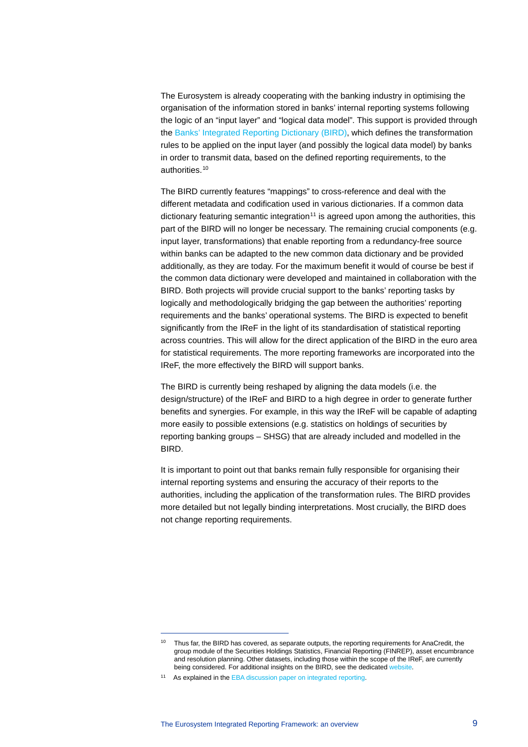The Eurosystem is already cooperating with the banking industry in optimising the organisation of the information stored in banks' internal reporting systems following the logic of an "input layer" and "logical data model". This support is provided through the Banks' Integrated Reporting Dictionary (BIRD), which defines the transformation rules to be applied on the input layer (and possibly the logical data model) by banks in order to transmit data, based on the defined reporting requirements, to the authorities.[10]

The BIRD currently features "mappings" to cross-reference and deal with the different metadata and codification used in various dictionaries. If a common data dictionary featuring semantic integration[11] is agreed upon among the authorities, this part of the BIRD will no longer be necessary. The remaining crucial components (e.g. input layer, transformations) that enable reporting from a redundancy-free source within banks can be adapted to the new common data dictionary and be provided additionally, as they are today. For the maximum benefit it would of course be best if the common data dictionary were developed and maintained in collaboration with the BIRD. Both projects will provide crucial support to the banks' reporting tasks by logically and methodologically bridging the gap between the authorities' reporting requirements and the banks' operational systems. The BIRD is expected to benefit significantly from the IReF in the light of its standardisation of statistical reporting across countries. This will allow for the direct application of the BIRD in the euro area for statistical requirements. The more reporting frameworks are incorporated into the IReF, the more effectively the BIRD will support banks.

The BIRD is currently being reshaped by aligning the data models (i.e. the design/structure) of the IReF and BIRD to a high degree in order to generate further benefits and synergies. For example, in this way the IReF will be capable of adapting more easily to possible extensions (e.g. statistics on holdings of securities by reporting banking groups – SHSG) that are already included and modelled in the BIRD.

It is important to point out that banks remain fully responsible for organising their internal reporting systems and ensuring the accuracy of their reports to the authorities, including the application of the transformation rules. The BIRD provides more detailed but not legally binding interpretations. Most crucially, the BIRD does not change reporting requirements.

---

[10] Thus far, the BIRD has covered, as separate outputs, the reporting requirements for AnaCredit, the group module of the Securities Holdings Statistics, Financial Reporting (FINREP), asset encumbrance and resolution planning. Other datasets, including those within the scope of the IReF, are currently being considered. For additional insights on the BIRD, see the dedicated website.

[11] As explained in the EBA discussion paper on integrated reporting.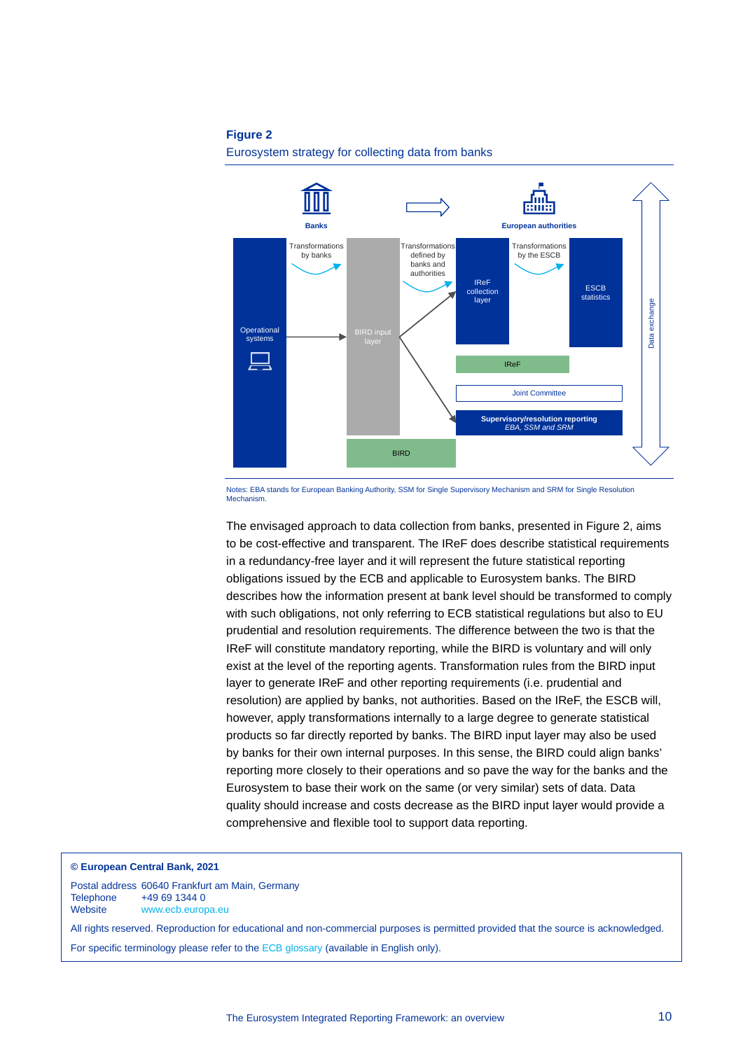**Figure 2**

Eurosystem strategy for collecting data from banks

Banks

European authorities

Operational systems

Transformations by banks

BIRD input layer

Transformations defined by banks and authorities

IReF collection layer

Transformations by the ESCB

ESCB statistics

IReF

Joint Committee

Supervisory/resolution reporting
*EBA, SSM and SRM*

BIRD

Data exchange

Notes: EBA stands for European Banking Authority, SSM for Single Supervisory Mechanism and SRM for Single Resolution Mechanism.

The envisaged approach to data collection from banks, presented in Figure 2, aims to be cost-effective and transparent. The IReF does describe statistical requirements in a redundancy-free layer and it will represent the future statistical reporting obligations issued by the ECB and applicable to Eurosystem banks. The BIRD describes how the information present at bank level should be transformed to comply with such obligations, not only referring to ECB statistical regulations but also to EU prudential and resolution requirements. The difference between the two is that the IReF will constitute mandatory reporting, while the BIRD is voluntary and will only exist at the level of the reporting agents. Transformation rules from the BIRD input layer to generate IReF and other reporting requirements (i.e. prudential and resolution) are applied by banks, not authorities. Based on the IReF, the ESCB will, however, apply transformations internally to a large degree to generate statistical products so far directly reported by banks. The BIRD input layer may also be used by banks for their own internal purposes. In this sense, the BIRD could align banks' reporting more closely to their operations and so pave the way for the banks and the Eurosystem to base their work on the same (or very similar) sets of data. Data quality should increase and costs decrease as the BIRD input layer would provide a comprehensive and flexible tool to support data reporting.

**© European Central Bank, 2021**

Postal address 60640 Frankfurt am Main, Germany
Telephone +49 69 1344 0
Website www.ecb.europa.eu

All rights reserved. Reproduction for educational and non-commercial purposes is permitted provided that the source is acknowledged.

For specific terminology please refer to the ECB glossary (available in English only).